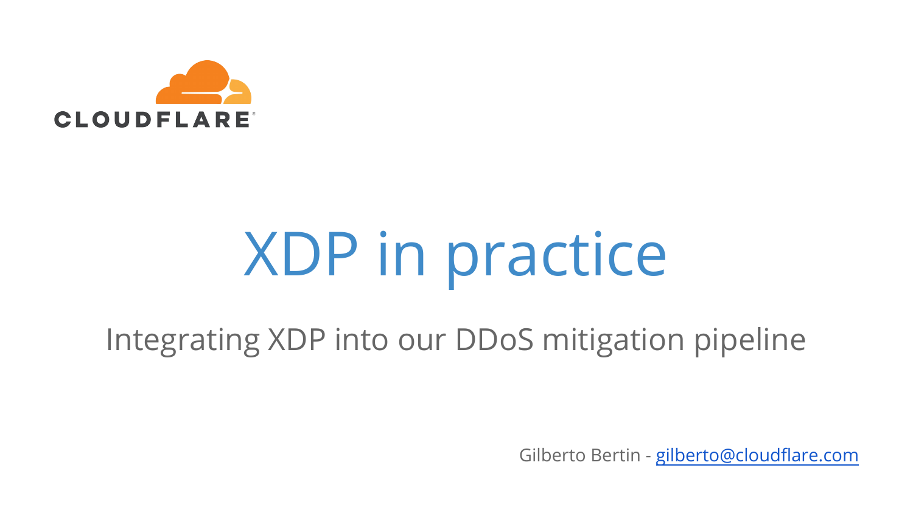CLOUDFLARE

# XDP in practice

## Integrating XDP into our DDoS mitigation pipeline

Gilberto Bertin - gilberto@cloudflare.com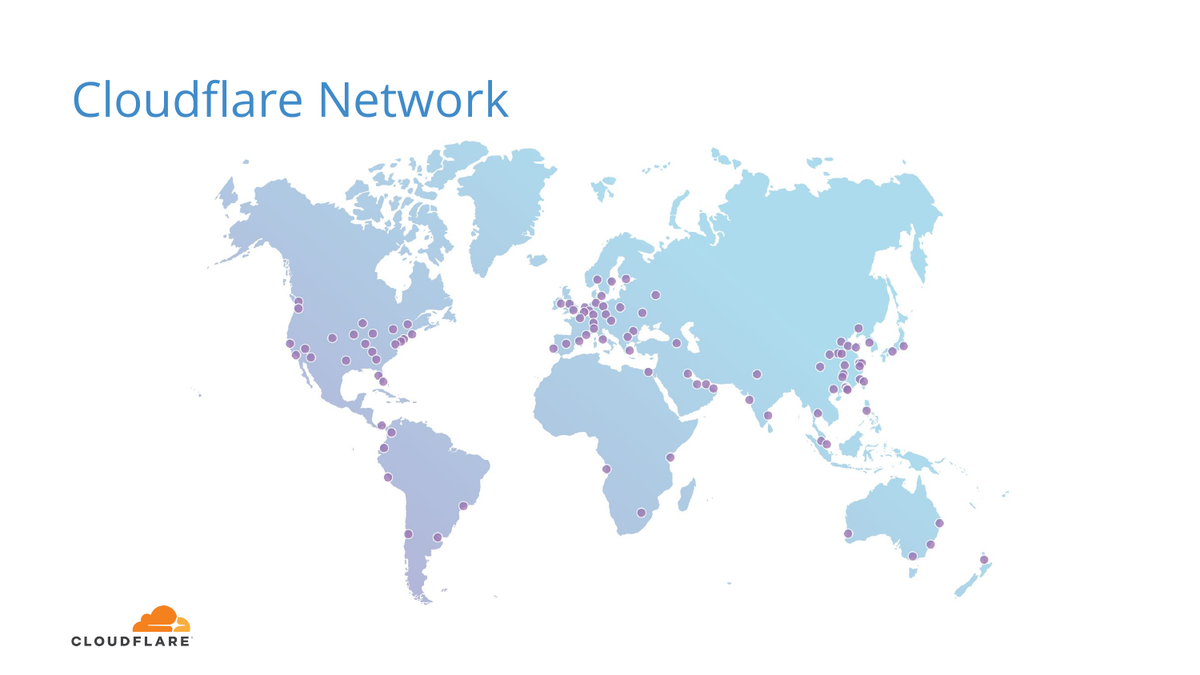# Cloudflare Network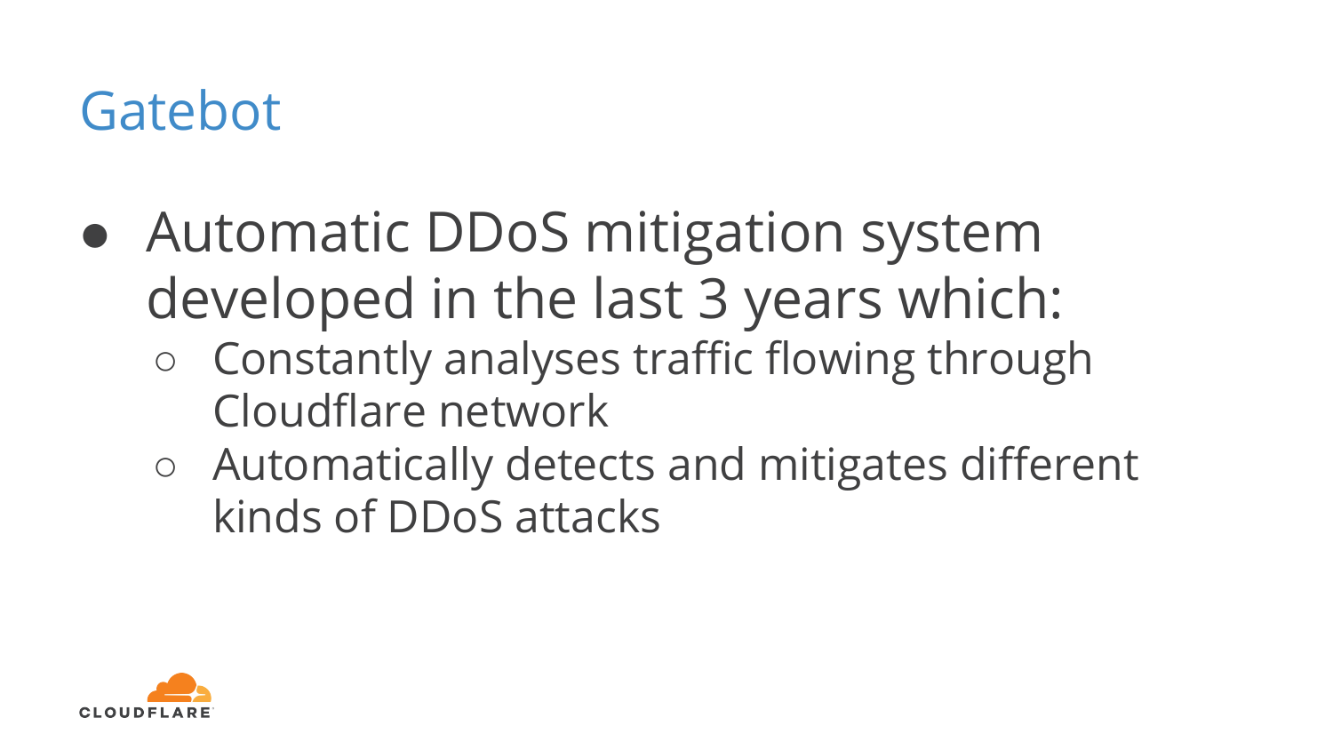# Gatebot

- Automatic DDoS mitigation system developed in the last 3 years which:
  - Constantly analyses traffic flowing through Cloudflare network
  - Automatically detects and mitigates different kinds of DDoS attacks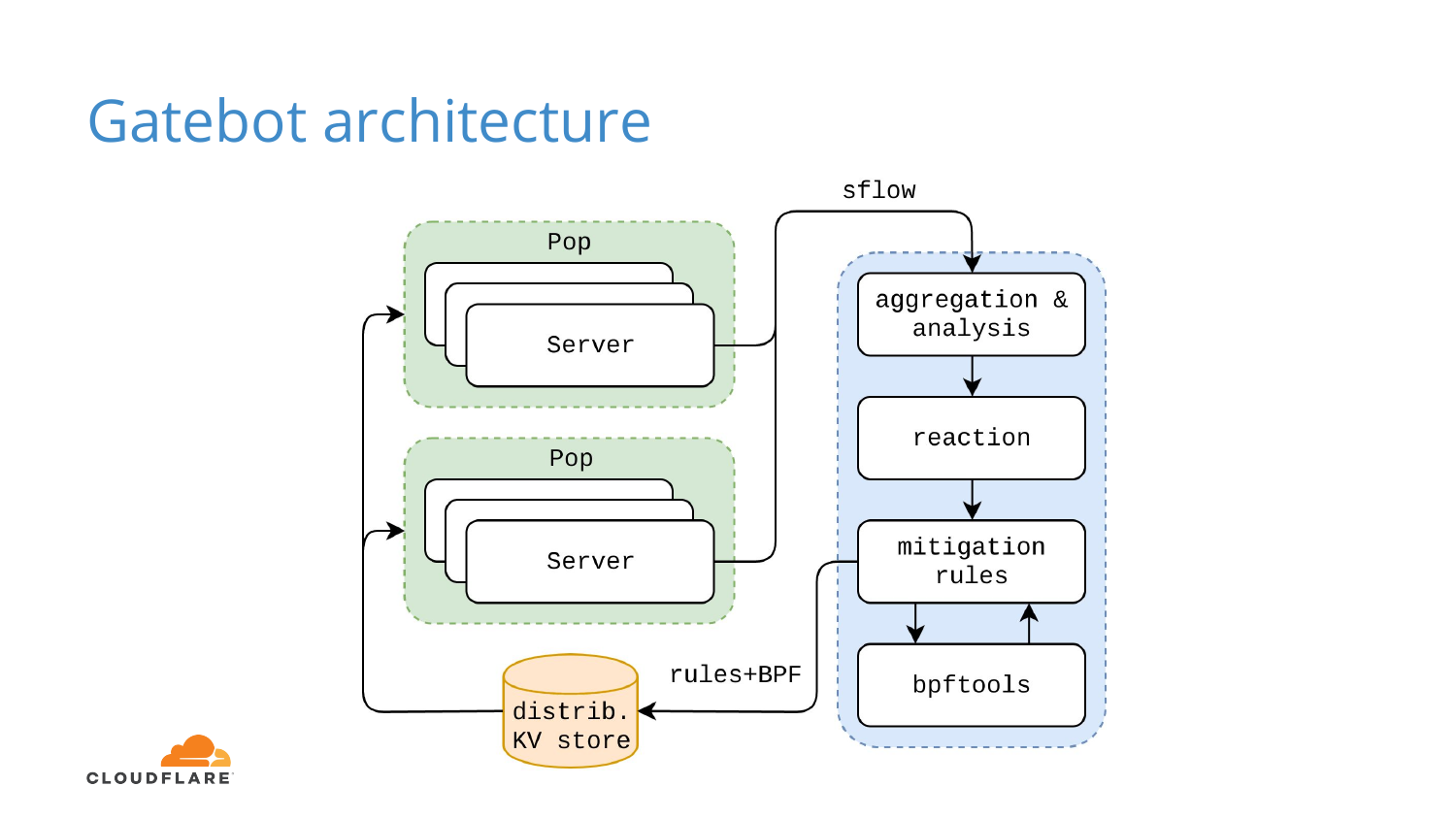# Gatebot architecture

Pop

Server

Pop

Server

sflow

aggregation & analysis

reaction

mitigation rules

bpftools

rules+BPF

distrib. KV store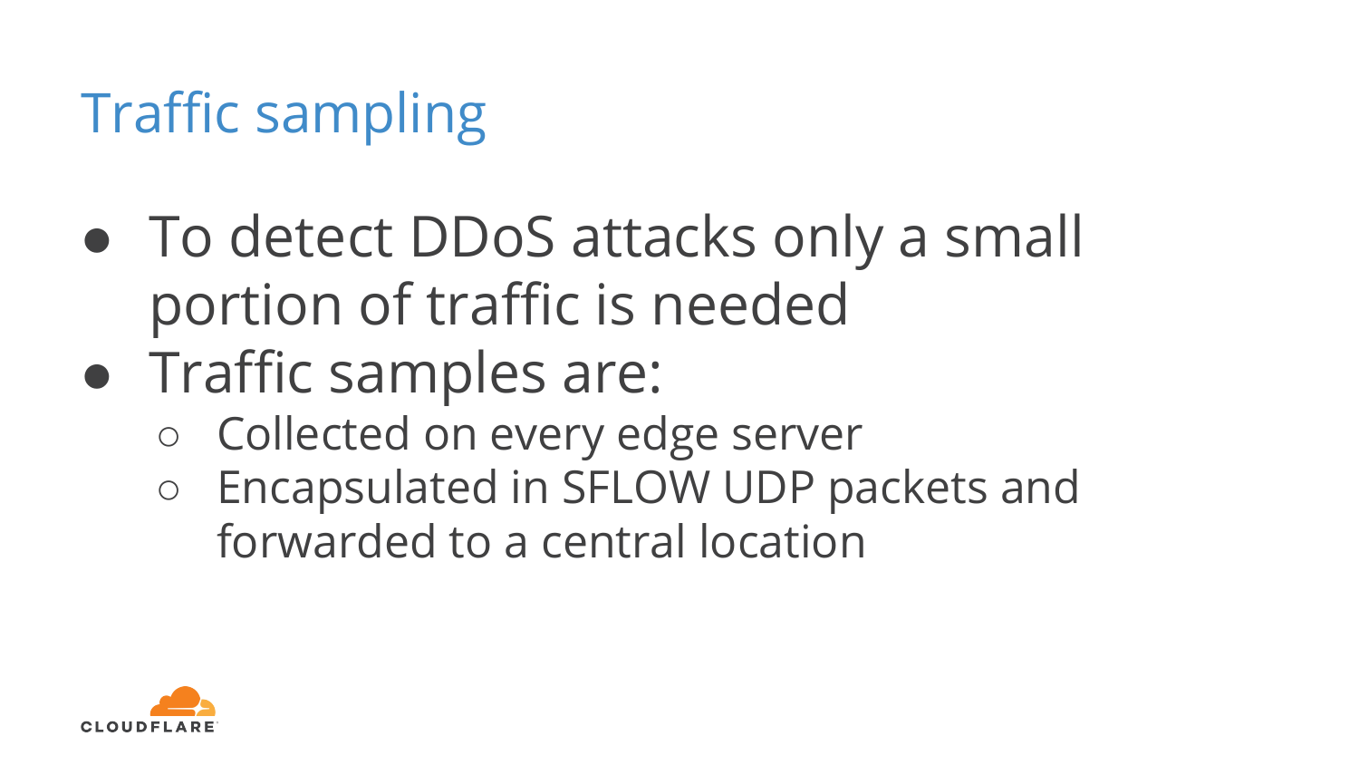# Traffic sampling

- To detect DDoS attacks only a small portion of traffic is needed
- Traffic samples are:
  - Collected on every edge server
  - Encapsulated in SFLOW UDP packets and forwarded to a central location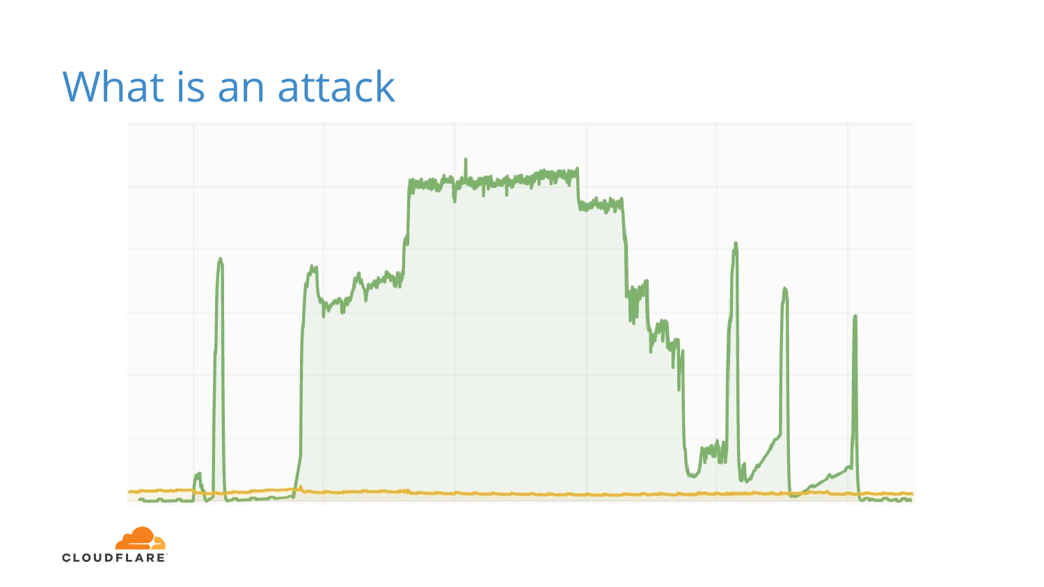# What is an attack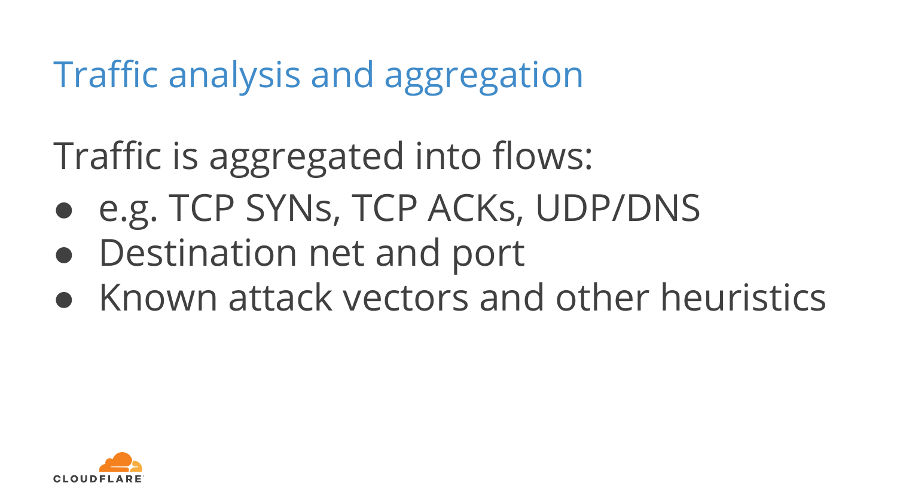# Traffic analysis and aggregation

Traffic is aggregated into flows:

- e.g. TCP SYNs, TCP ACKs, UDP/DNS
- Destination net and port
- Known attack vectors and other heuristics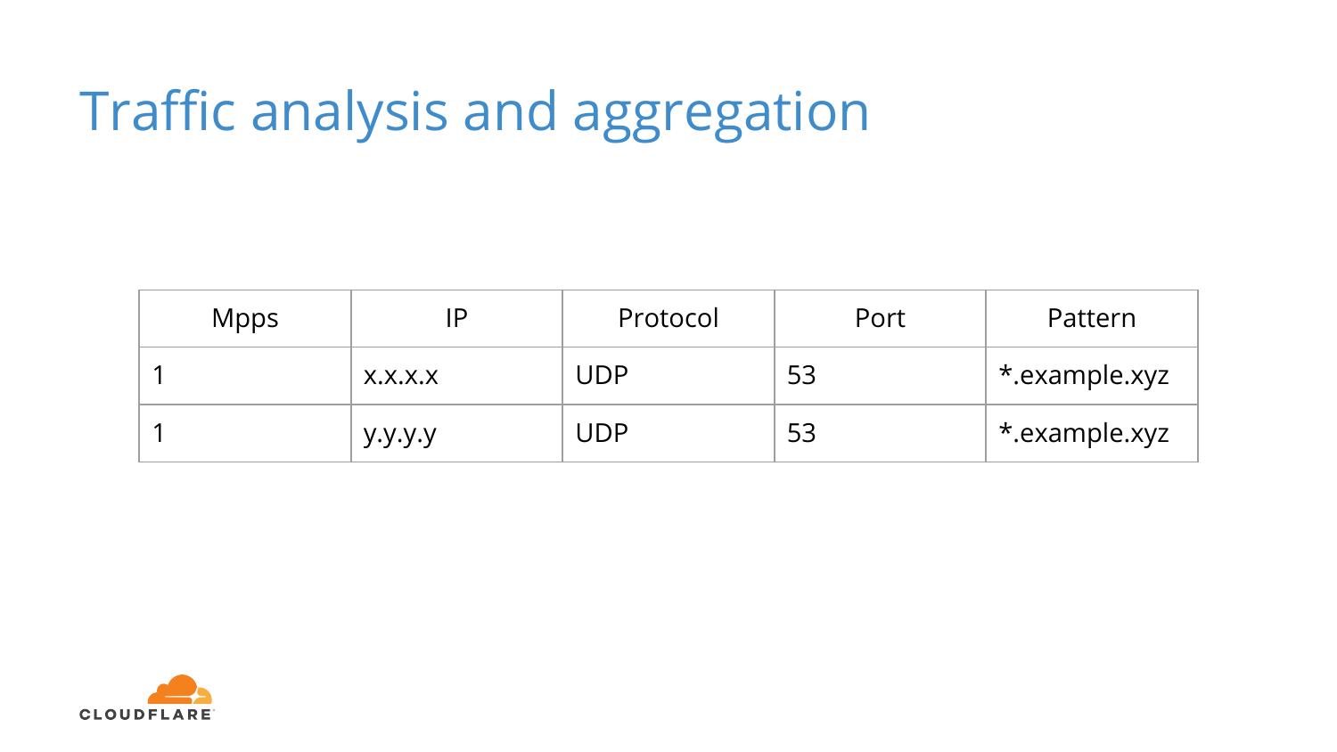# Traffic analysis and aggregation

| Mpps | IP | Protocol | Port | Pattern |
|---|---|---|---|---|
| 1 | x.x.x.x | UDP | 53 | *.example.xyz |
| 1 | y.y.y.y | UDP | 53 | *.example.xyz |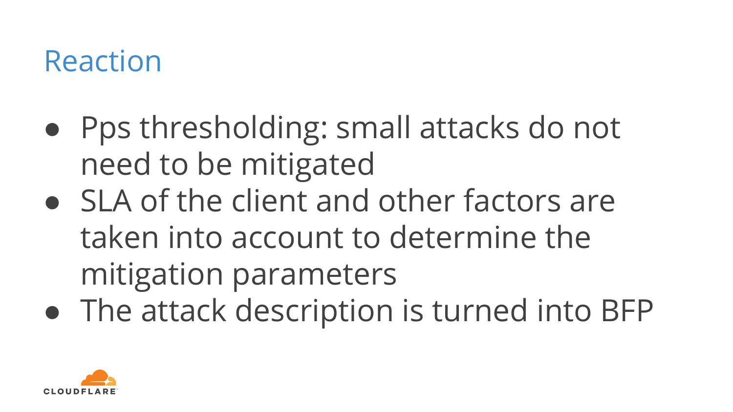# Reaction

- Pps thresholding: small attacks do not need to be mitigated
- SLA of the client and other factors are taken into account to determine the mitigation parameters
- The attack description is turned into BFP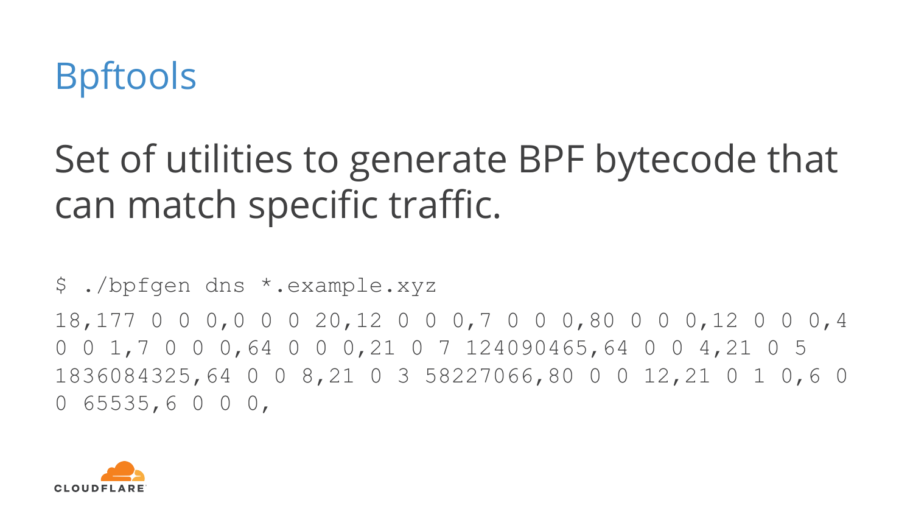# Bpftools

Set of utilities to generate BPF bytecode that can match specific traffic.

```
$ ./bpfgen dns *.example.xyz

18,177 0 0 0,0 0 0 20,12 0 0 0,7 0 0 0,80 0 0 0,12 0 0 0,4 0 0 1,7 0 0 0,64 0 0 0,21 0 7 124090465,64 0 0 4,21 0 5 1836084325,64 0 0 8,21 0 3 58227066,80 0 0 12,21 0 1 0,6 0 0 65535,6 0 0 0,
```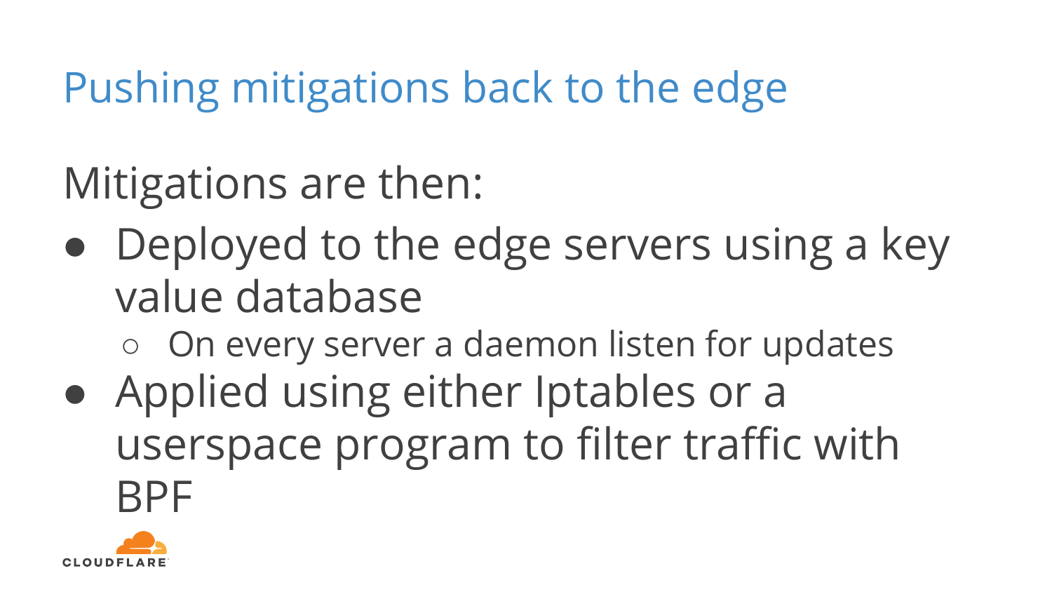# Pushing mitigations back to the edge

Mitigations are then:

- Deployed to the edge servers using a key value database
  - On every server a daemon listen for updates
- Applied using either Iptables or a userspace program to filter traffic with BPF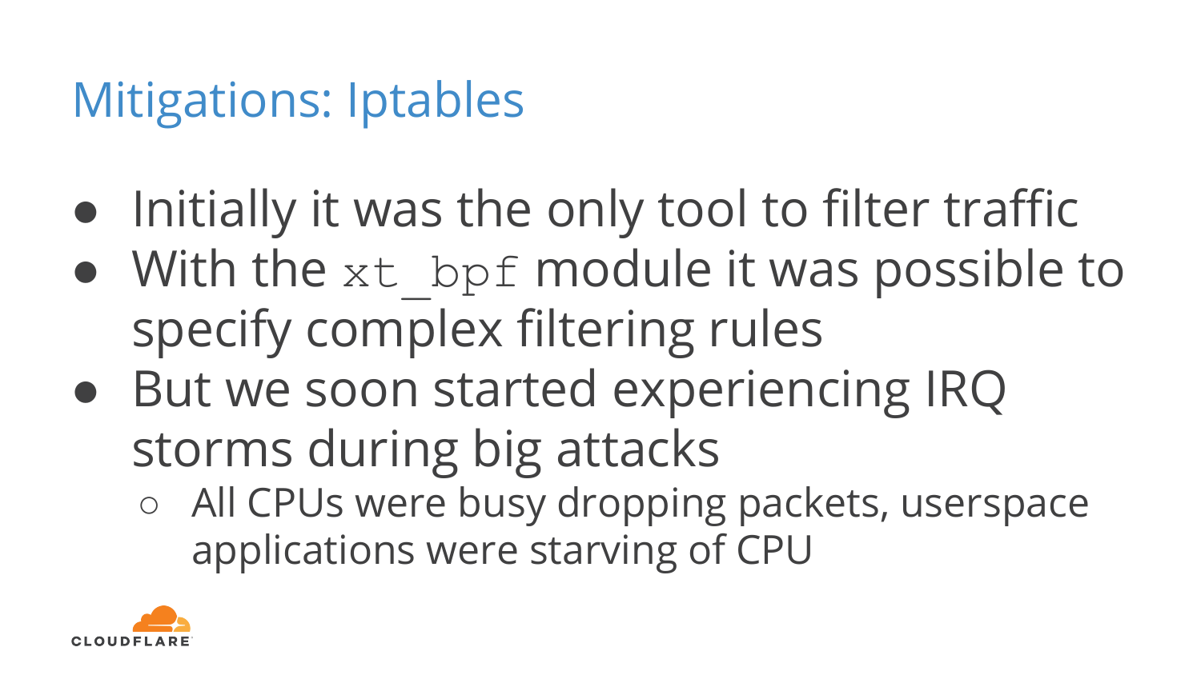# Mitigations: Iptables

- Initially it was the only tool to filter traffic
- With the `xt_bpf` module it was possible to specify complex filtering rules
- But we soon started experiencing IRQ storms during big attacks
  - All CPUs were busy dropping packets, userspace applications were starving of CPU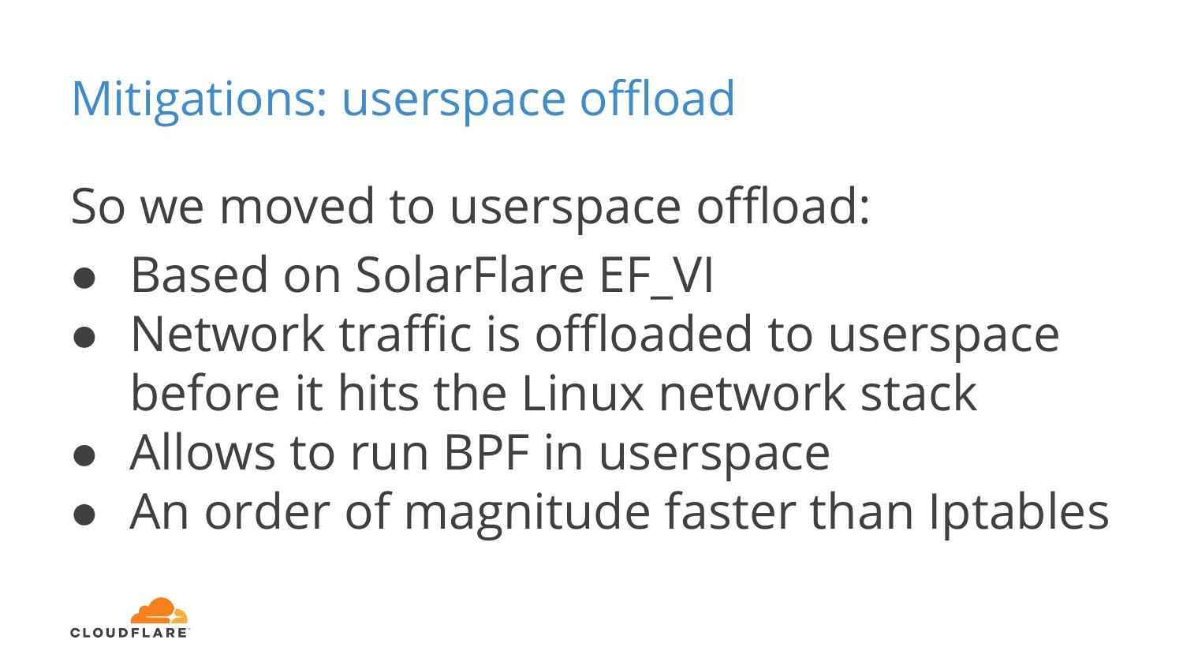# Mitigations: userspace offload

So we moved to userspace offload:

- Based on SolarFlare EF_VI
- Network traffic is offloaded to userspace before it hits the Linux network stack
- Allows to run BPF in userspace
- An order of magnitude faster than Iptables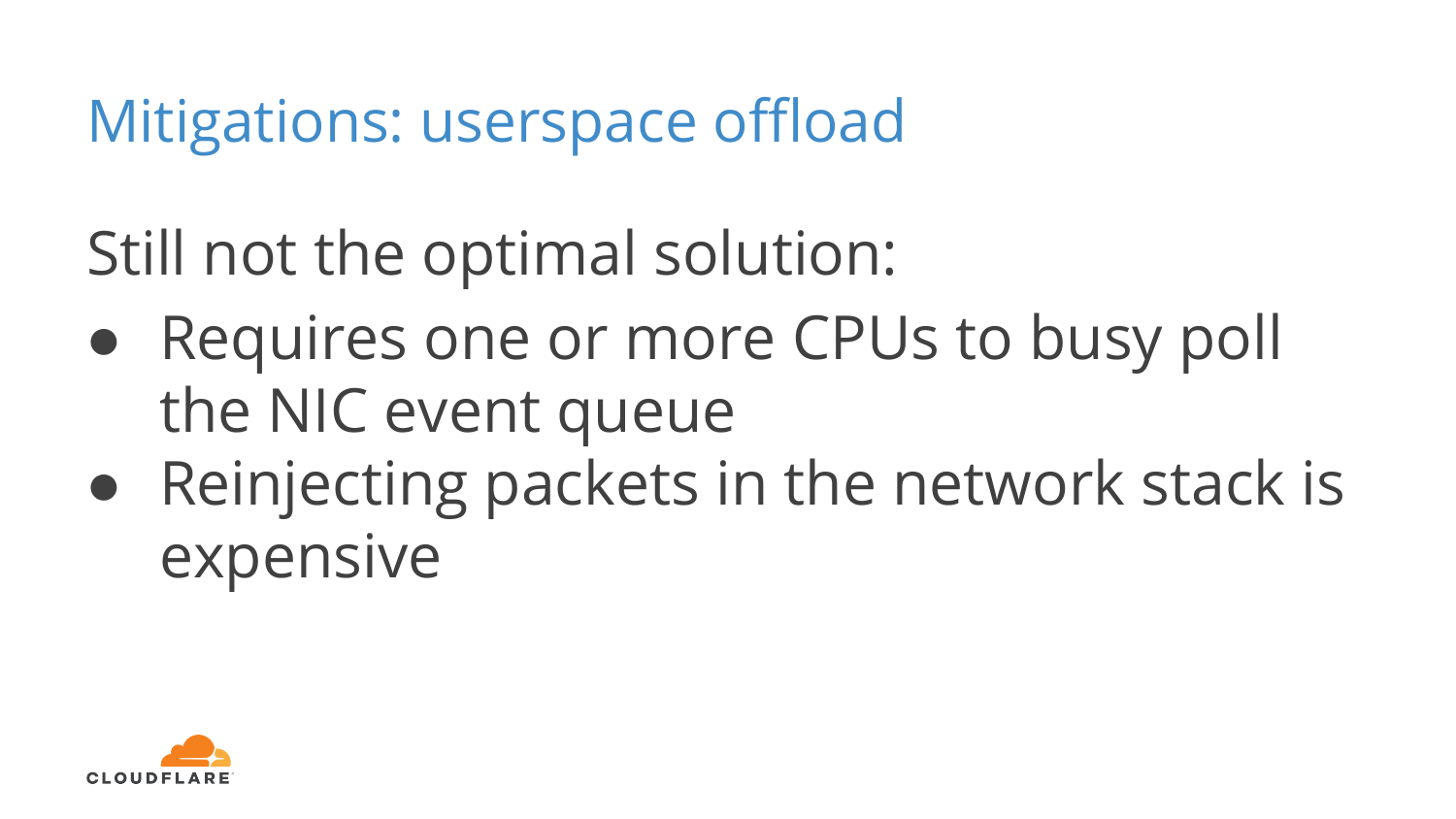# Mitigations: userspace offload

Still not the optimal solution:

- Requires one or more CPUs to busy poll the NIC event queue
- Reinjecting packets in the network stack is expensive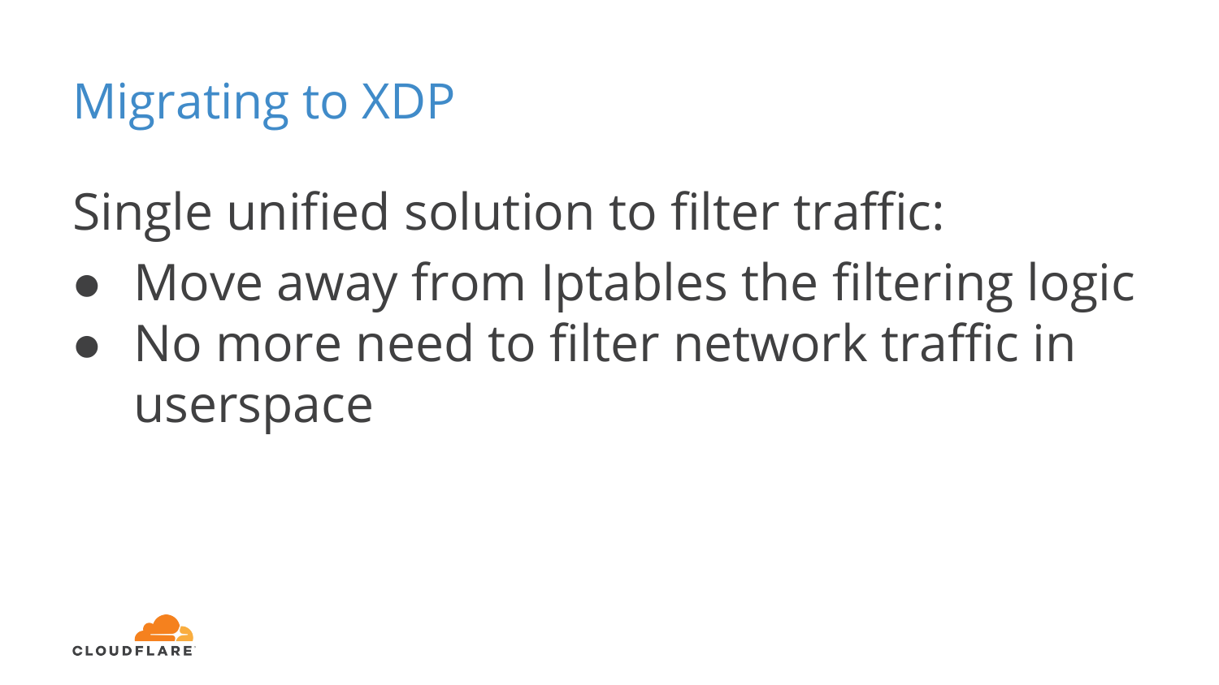# Migrating to XDP

Single unified solution to filter traffic:

- Move away from Iptables the filtering logic
- No more need to filter network traffic in userspace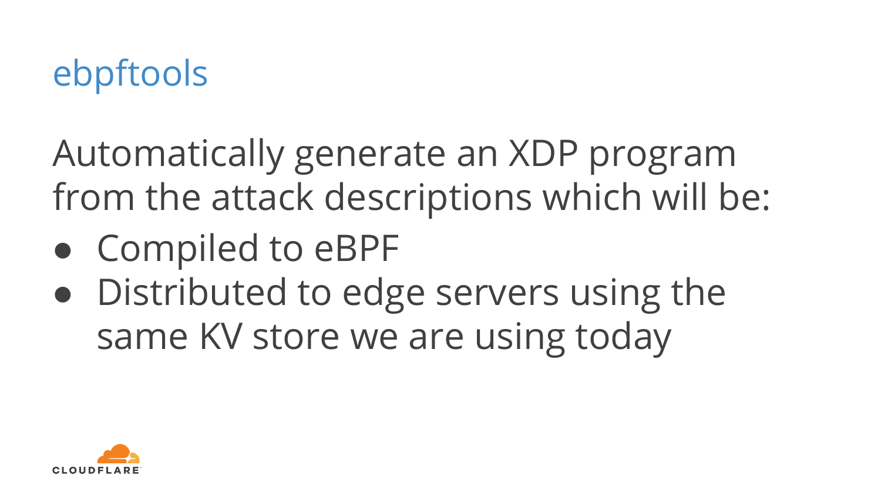# ebpftools

Automatically generate an XDP program from the attack descriptions which will be:

- Compiled to eBPF
- Distributed to edge servers using the same KV store we are using today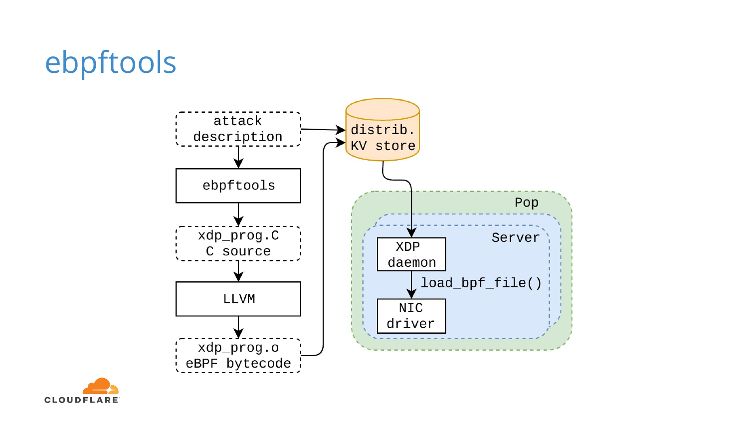# ebpftools

attack description → ebpftools → xdp_prog.C C source → LLVM → xdp_prog.o eBPF bytecode → distrib. KV store

attack description → distrib. KV store

distrib. KV store → XDP daemon

Pop

Server

XDP daemon → load_bpf_file() → NIC driver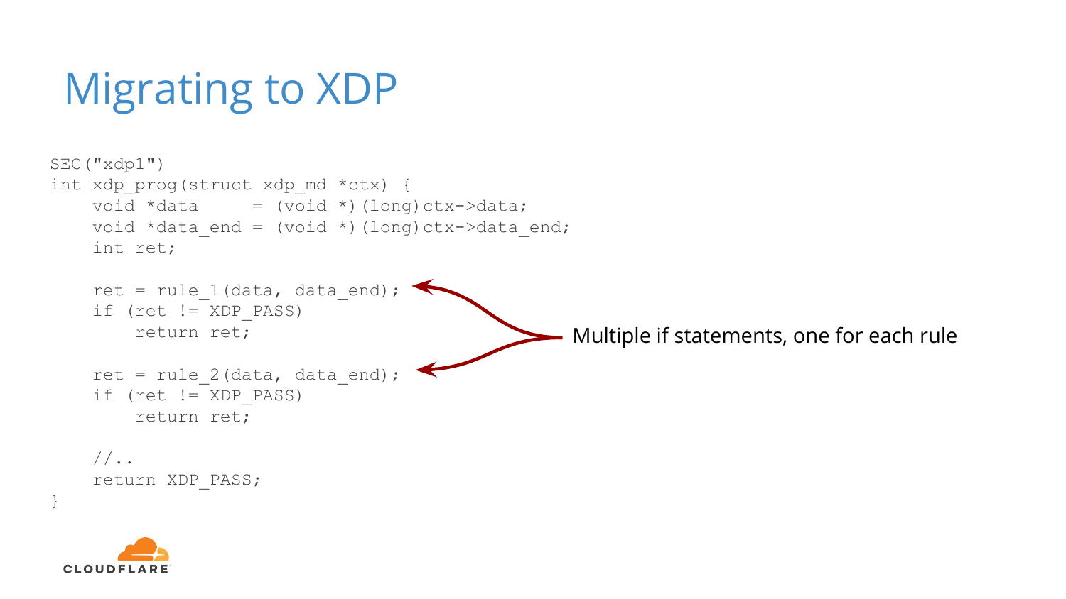# Migrating to XDP

```
SEC("xdp1")
int xdp_prog(struct xdp_md *ctx) {
    void *data     = (void *)(long)ctx->data;
    void *data_end = (void *)(long)ctx->data_end;
    int ret;

    ret = rule_1(data, data_end);
    if (ret != XDP_PASS)
        return ret;

    ret = rule_2(data, data_end);
    if (ret != XDP_PASS)
        return ret;

    //..
    return XDP_PASS;
}
```

Multiple if statements, one for each rule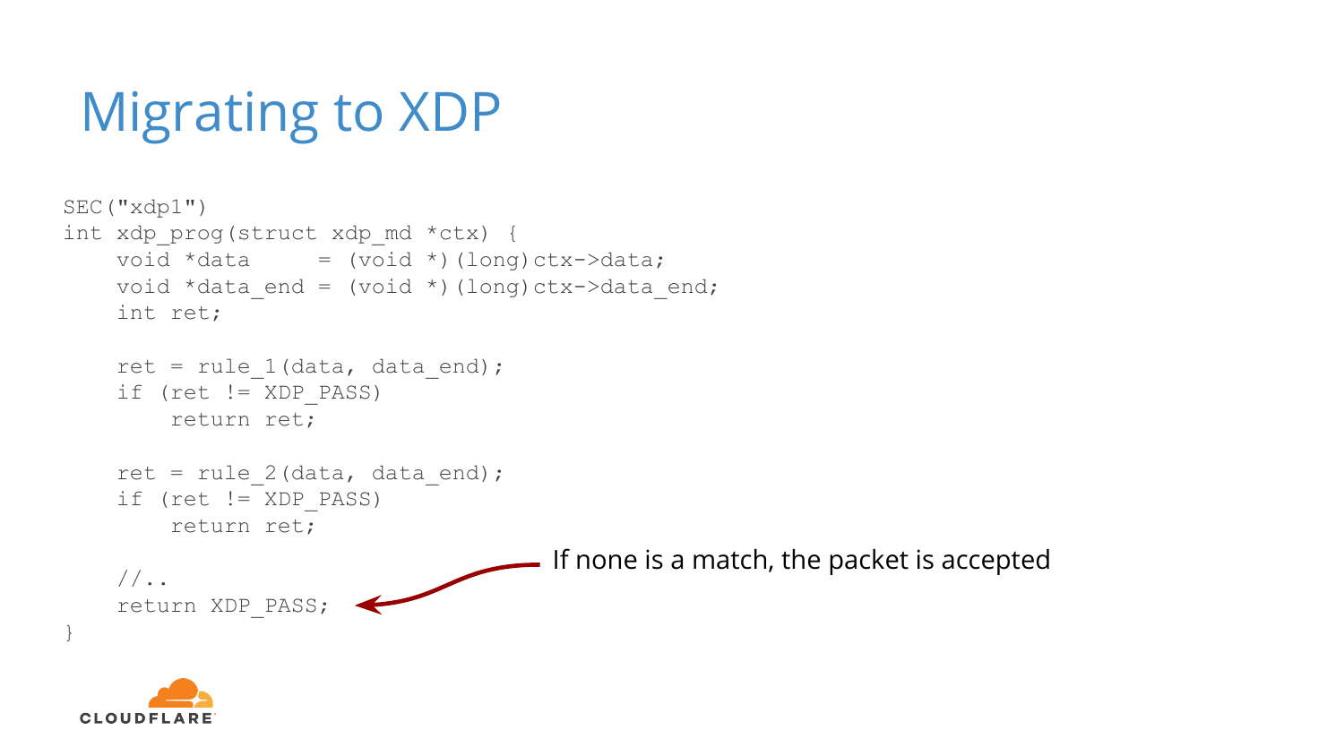# Migrating to XDP

```
SEC("xdp1")
int xdp_prog(struct xdp_md *ctx) {
    void *data     = (void *)(long)ctx->data;
    void *data_end = (void *)(long)ctx->data_end;
    int ret;

    ret = rule_1(data, data_end);
    if (ret != XDP_PASS)
        return ret;

    ret = rule_2(data, data_end);
    if (ret != XDP_PASS)
        return ret;

    //..
    return XDP_PASS;
}
```

If none is a match, the packet is accepted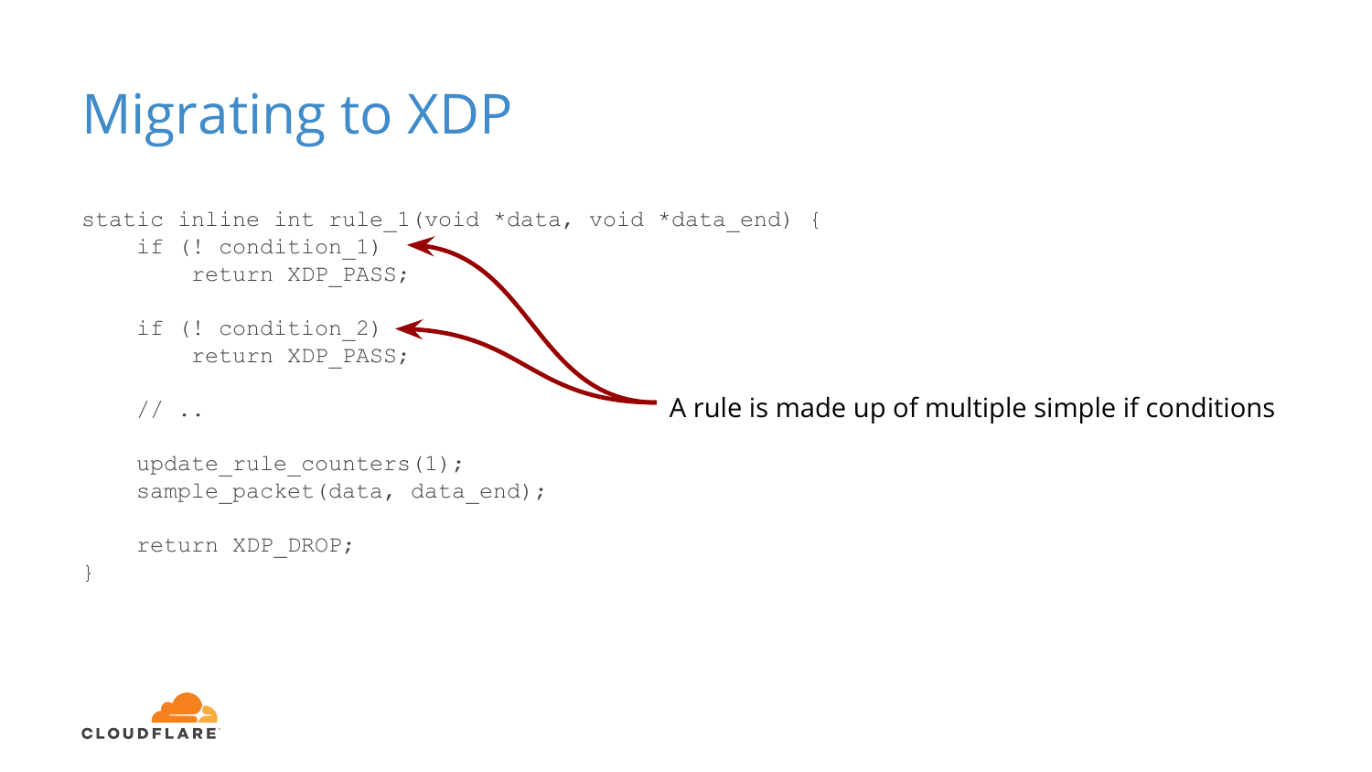# Migrating to XDP

```
static inline int rule_1(void *data, void *data_end) {
    if (! condition_1)
        return XDP_PASS;

    if (! condition_2)
        return XDP_PASS;

    // ..

    update_rule_counters(1);
    sample_packet(data, data_end);

    return XDP_DROP;
}
```

A rule is made up of multiple simple if conditions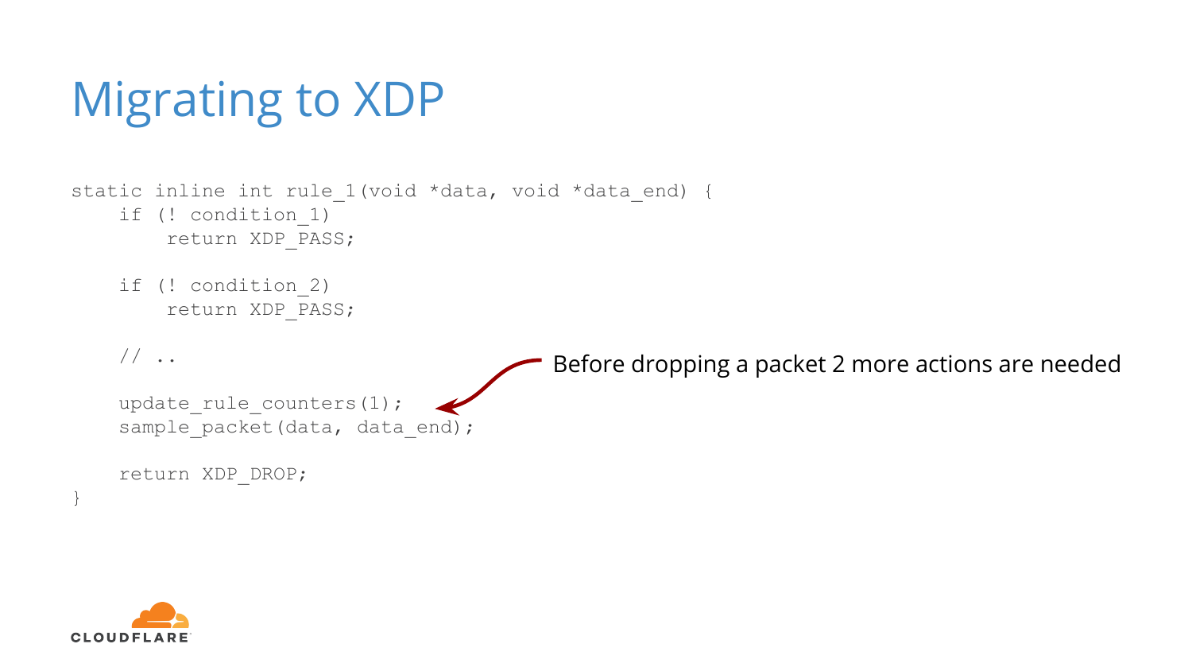# Migrating to XDP

```
static inline int rule_1(void *data, void *data_end) {
    if (! condition_1)
        return XDP_PASS;

    if (! condition_2)
        return XDP_PASS;

    // ..

    update_rule_counters(1);
    sample_packet(data, data_end);

    return XDP_DROP;
}
```

Before dropping a packet 2 more actions are needed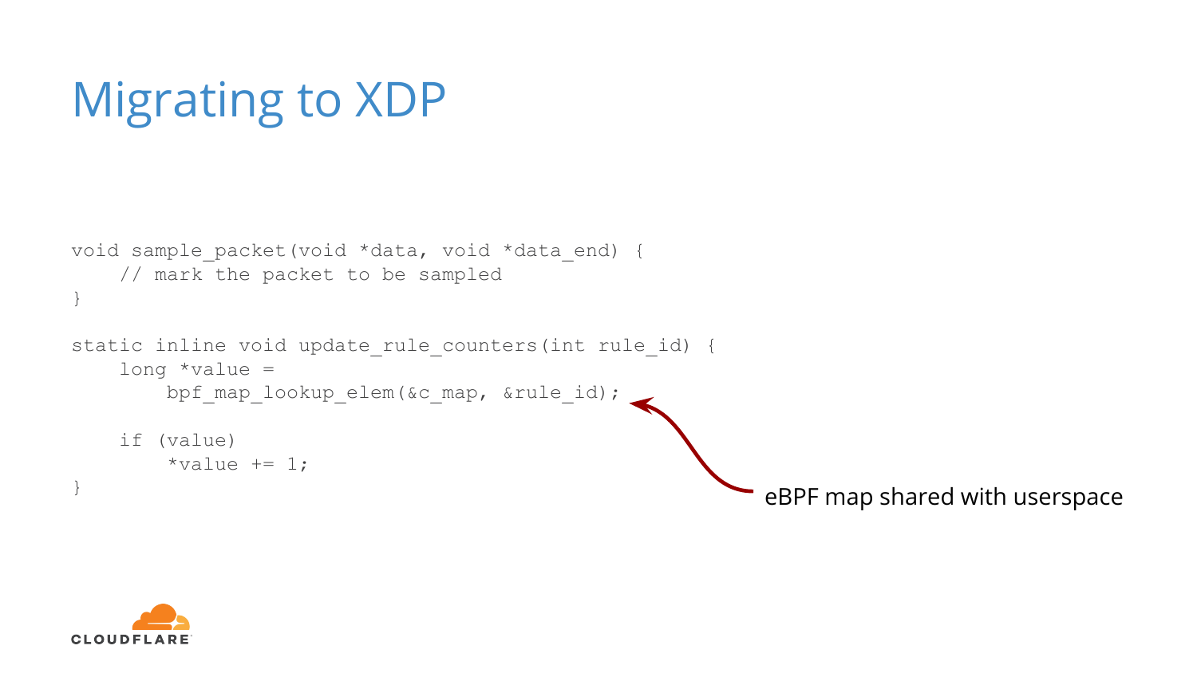# Migrating to XDP

```
void sample_packet(void *data, void *data_end) {
    // mark the packet to be sampled
}

static inline void update_rule_counters(int rule_id) {
    long *value =
        bpf_map_lookup_elem(&c_map, &rule_id);

    if (value)
        *value += 1;
}
```

eBPF map shared with userspace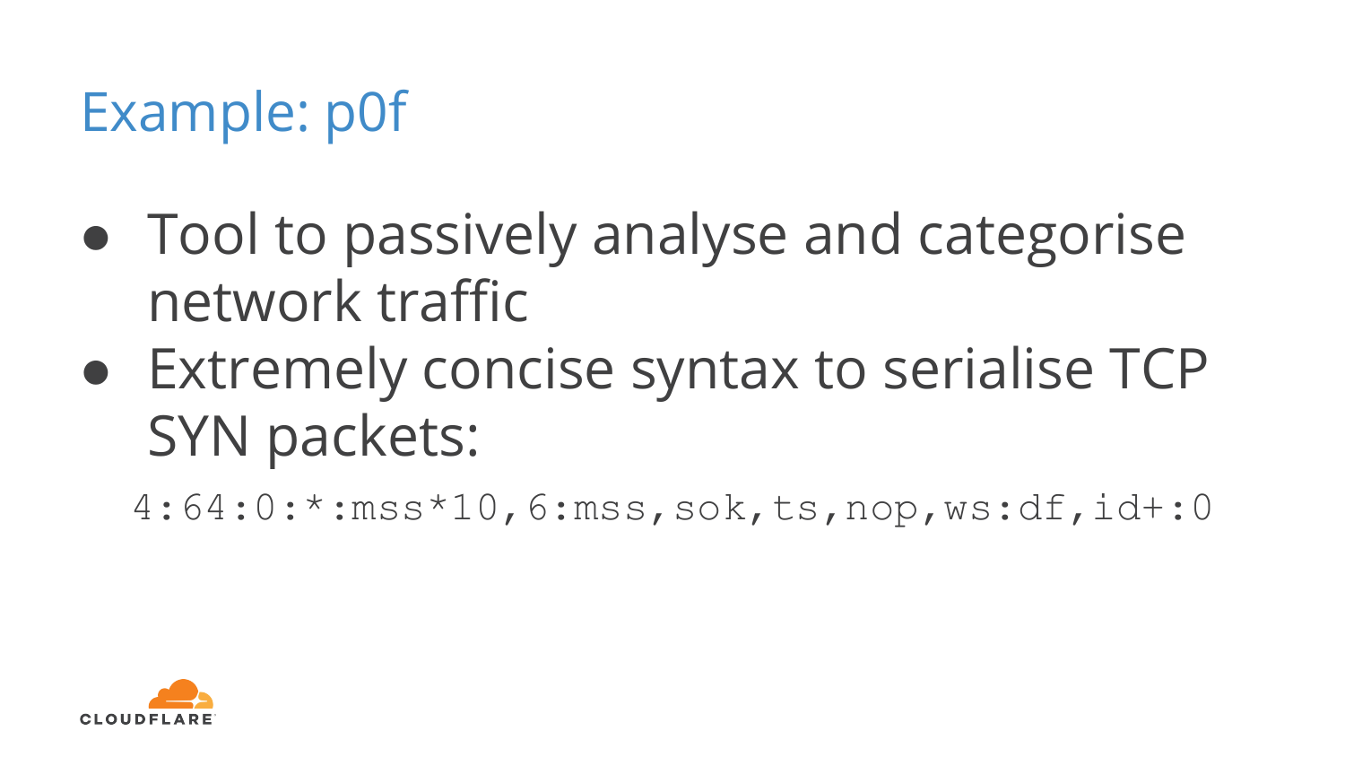# Example: p0f

- Tool to passively analyse and categorise network traffic
- Extremely concise syntax to serialise TCP SYN packets:

```
4:64:0:*:mss*10,6:mss,sok,ts,nop,ws:df,id+:0
```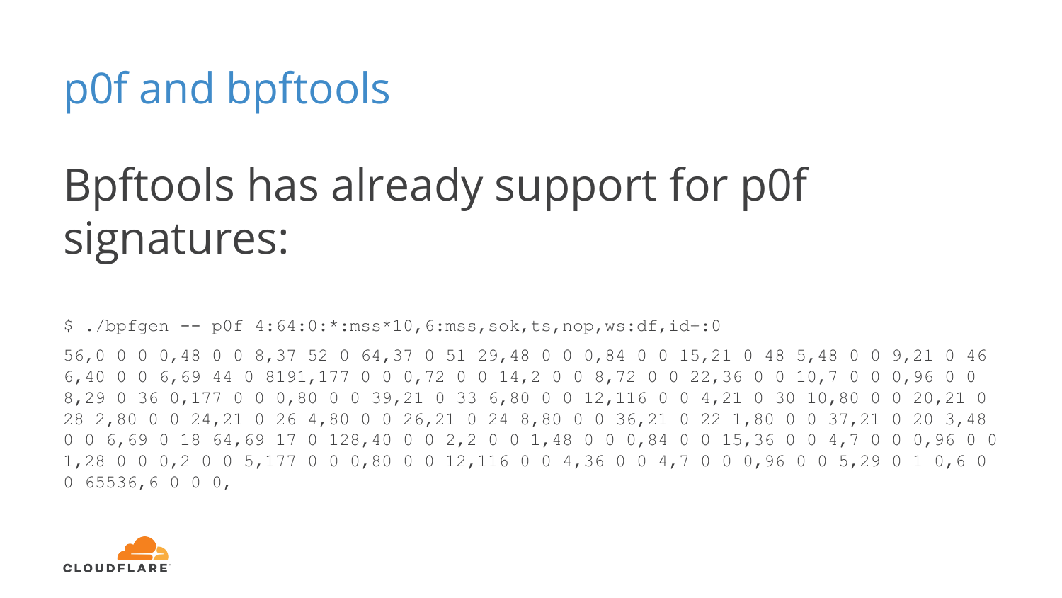# p0f and bpftools

## Bpftools has already support for p0f signatures:

```
$ ./bpfgen -- p0f 4:64:0:*:mss*10,6:mss,sok,ts,nop,ws:df,id+:0
```

```
56,0 0 0 0,48 0 0 8,37 52 0 64,37 0 51 29,48 0 0 0,84 0 0 15,21 0 48 5,48 0 0 9,21 0 46 6,40 0 0 6,69 44 0 8191,177 0 0 0,72 0 0 14,2 0 0 8,72 0 0 22,36 0 0 10,7 0 0 0,96 0 0 8,29 0 36 0,177 0 0 0,80 0 0 39,21 0 33 6,80 0 0 12,116 0 0 4,21 0 30 10,80 0 0 20,21 0 28 2,80 0 0 24,21 0 26 4,80 0 0 26,21 0 24 8,80 0 0 36,21 0 22 1,80 0 0 37,21 0 20 3,48 0 0 6,69 0 18 64,69 17 0 128,40 0 0 2,2 0 0 1,48 0 0 0,84 0 0 15,36 0 0 4,7 0 0 0,96 0 0 1,28 0 0 0,2 0 0 5,177 0 0 0,80 0 0 12,116 0 0 4,36 0 0 4,7 0 0 0,96 0 0 5,29 0 1 0,6 0 0 65536,6 0 0 0,
```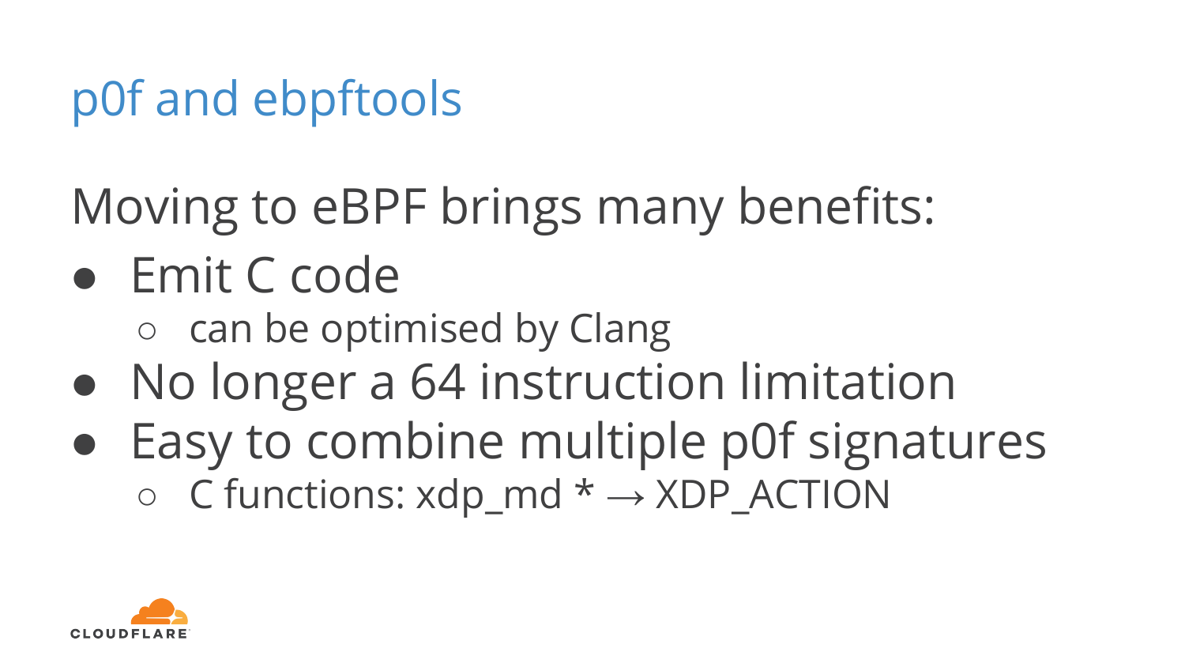# p0f and ebpftools

Moving to eBPF brings many benefits:

- Emit C code
  - can be optimised by Clang
- No longer a 64 instruction limitation
- Easy to combine multiple p0f signatures
  - C functions: xdp_md * → XDP_ACTION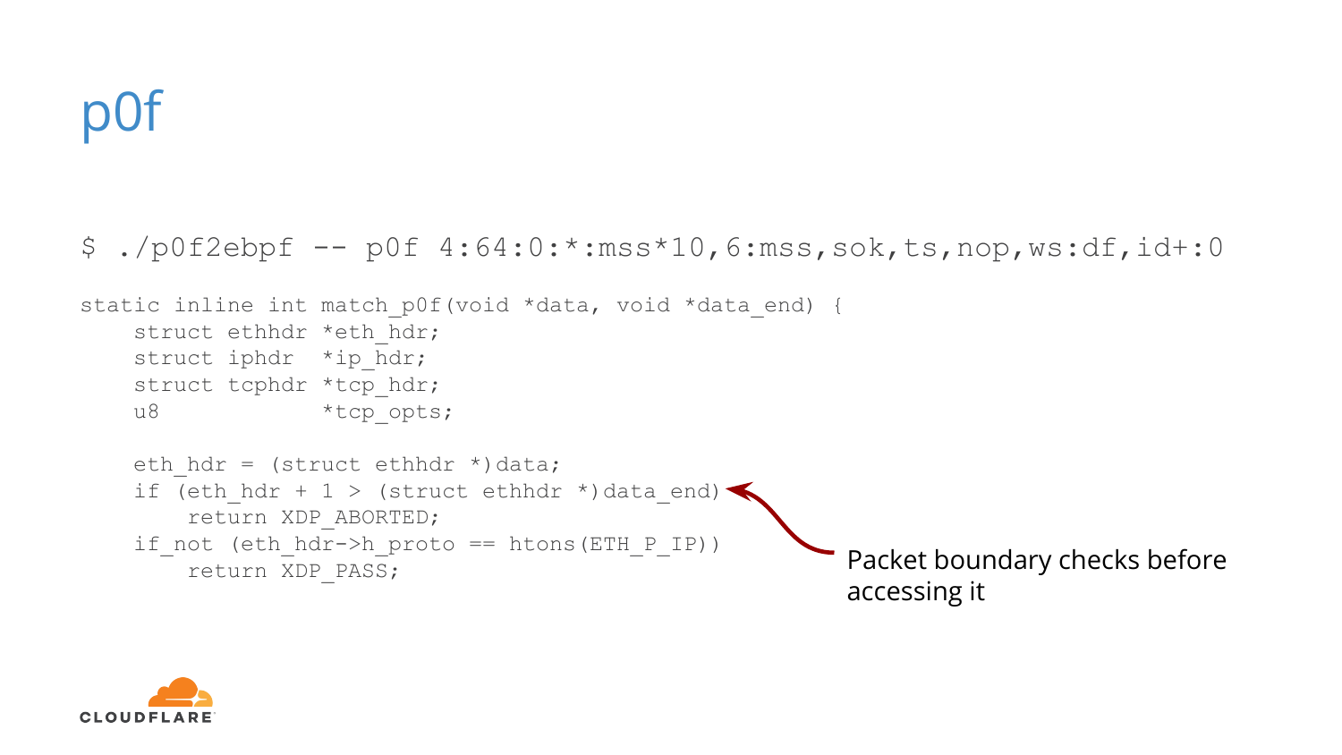# p0f

```
$ ./p0f2ebpf -- p0f 4:64:0:*:mss*10,6:mss,sok,ts,nop,ws:df,id+:0
```

```
static inline int match_p0f(void *data, void *data_end) {
    struct ethhdr *eth_hdr;
    struct iphdr  *ip_hdr;
    struct tcphdr *tcp_hdr;
    u8            *tcp_opts;

    eth_hdr = (struct ethhdr *)data;
    if (eth_hdr + 1 > (struct ethhdr *)data_end)
        return XDP_ABORTED;
    if_not (eth_hdr->h_proto == htons(ETH_P_IP))
        return XDP_PASS;
```

Packet boundary checks before accessing it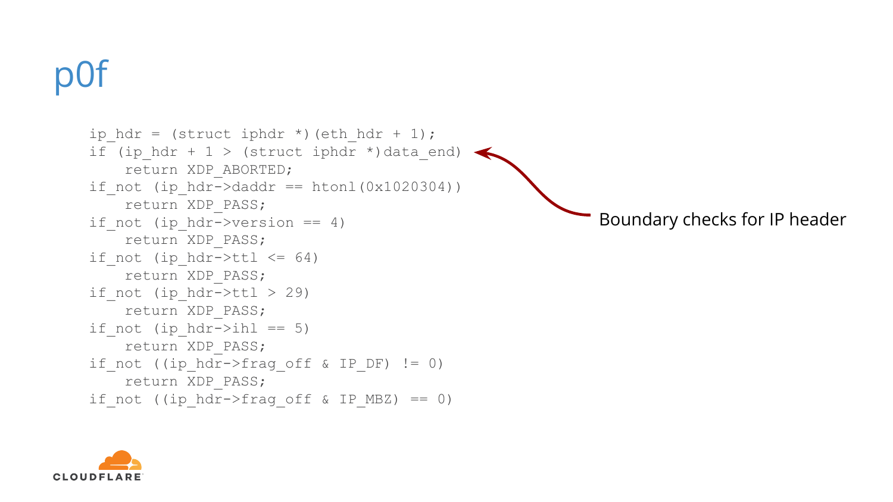# p0f

```
ip_hdr = (struct iphdr *)(eth_hdr + 1);
if (ip_hdr + 1 > (struct iphdr *)data_end)
    return XDP_ABORTED;
if_not (ip_hdr->daddr == htonl(0x1020304))
    return XDP_PASS;
if_not (ip_hdr->version == 4)
    return XDP_PASS;
if_not (ip_hdr->ttl <= 64)
    return XDP_PASS;
if_not (ip_hdr->ttl > 29)
    return XDP_PASS;
if_not (ip_hdr->ihl == 5)
    return XDP_PASS;
if_not ((ip_hdr->frag_off & IP_DF) != 0)
    return XDP_PASS;
if_not ((ip_hdr->frag_off & IP_MBZ) == 0)
```

Boundary checks for IP header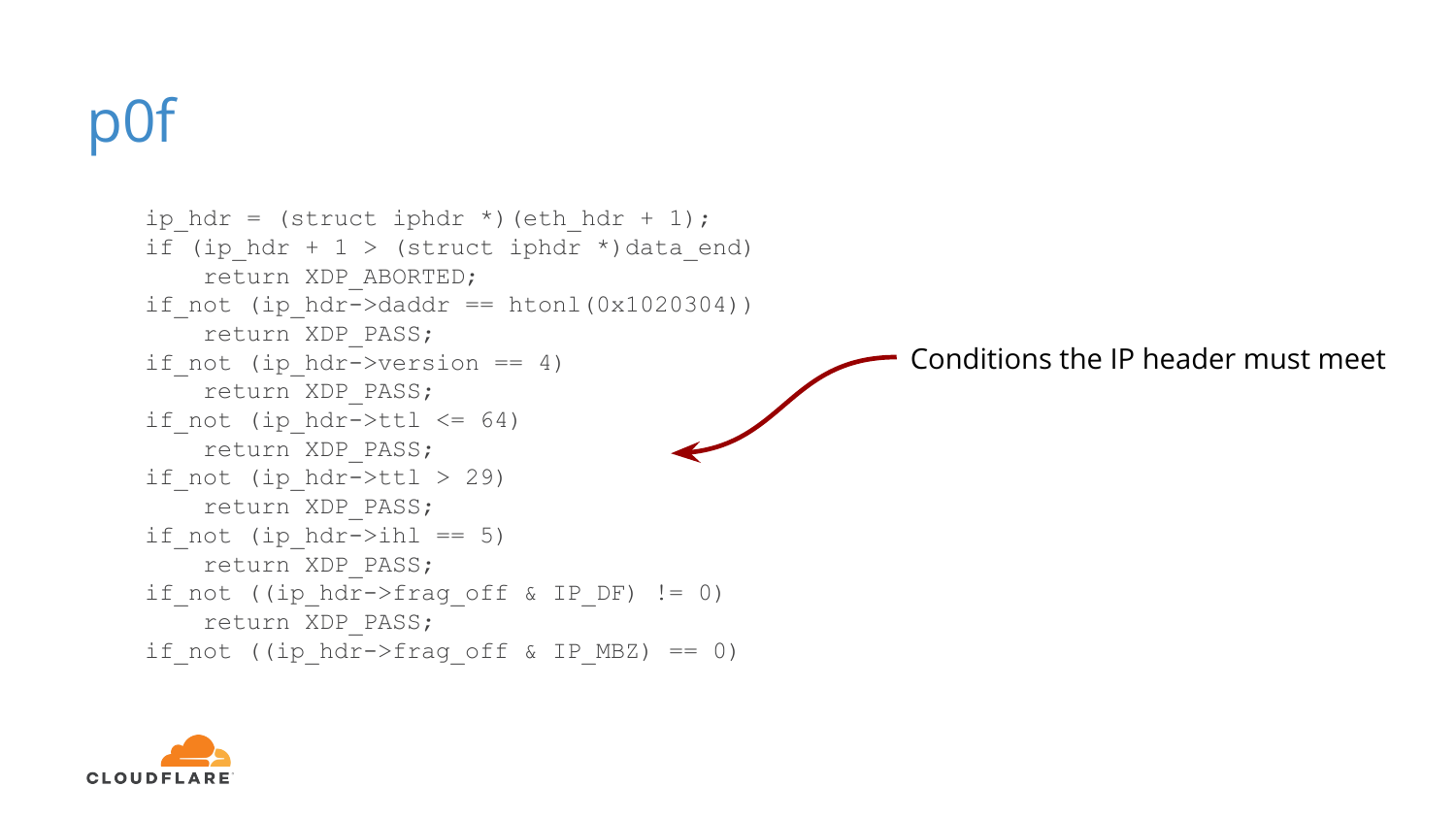# p0f

```
ip_hdr = (struct iphdr *)(eth_hdr + 1);
if (ip_hdr + 1 > (struct iphdr *)data_end)
    return XDP_ABORTED;
if_not (ip_hdr->daddr == htonl(0x1020304))
    return XDP_PASS;
if_not (ip_hdr->version == 4)
    return XDP_PASS;
if_not (ip_hdr->ttl <= 64)
    return XDP_PASS;
if_not (ip_hdr->ttl > 29)
    return XDP_PASS;
if_not (ip_hdr->ihl == 5)
    return XDP_PASS;
if_not ((ip_hdr->frag_off & IP_DF) != 0)
    return XDP_PASS;
if_not ((ip_hdr->frag_off & IP_MBZ) == 0)
```

Conditions the IP header must meet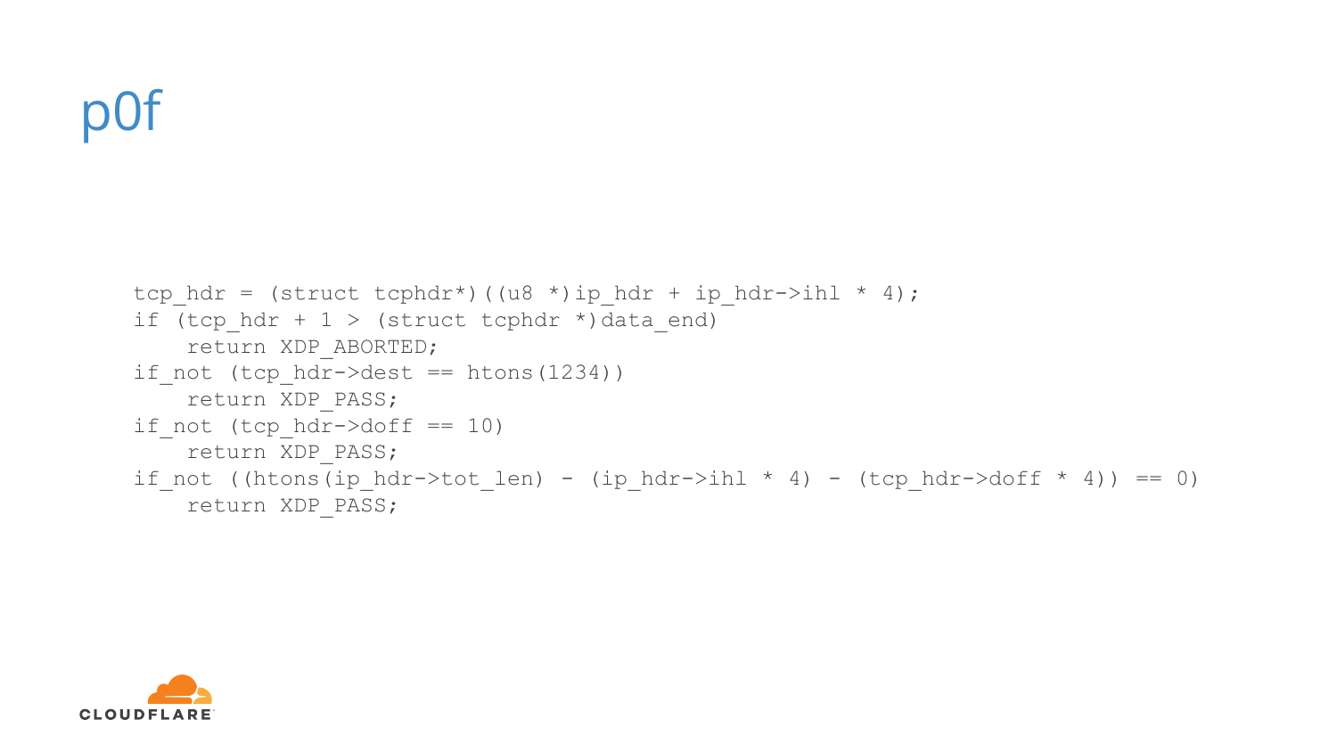# p0f

```
tcp_hdr = (struct tcphdr*)((u8 *)ip_hdr + ip_hdr->ihl * 4);
if (tcp_hdr + 1 > (struct tcphdr *)data_end)
    return XDP_ABORTED;
if_not (tcp_hdr->dest == htons(1234))
    return XDP_PASS;
if_not (tcp_hdr->doff == 10)
    return XDP_PASS;
if_not ((htons(ip_hdr->tot_len) - (ip_hdr->ihl * 4) - (tcp_hdr->doff * 4)) == 0)
    return XDP_PASS;
```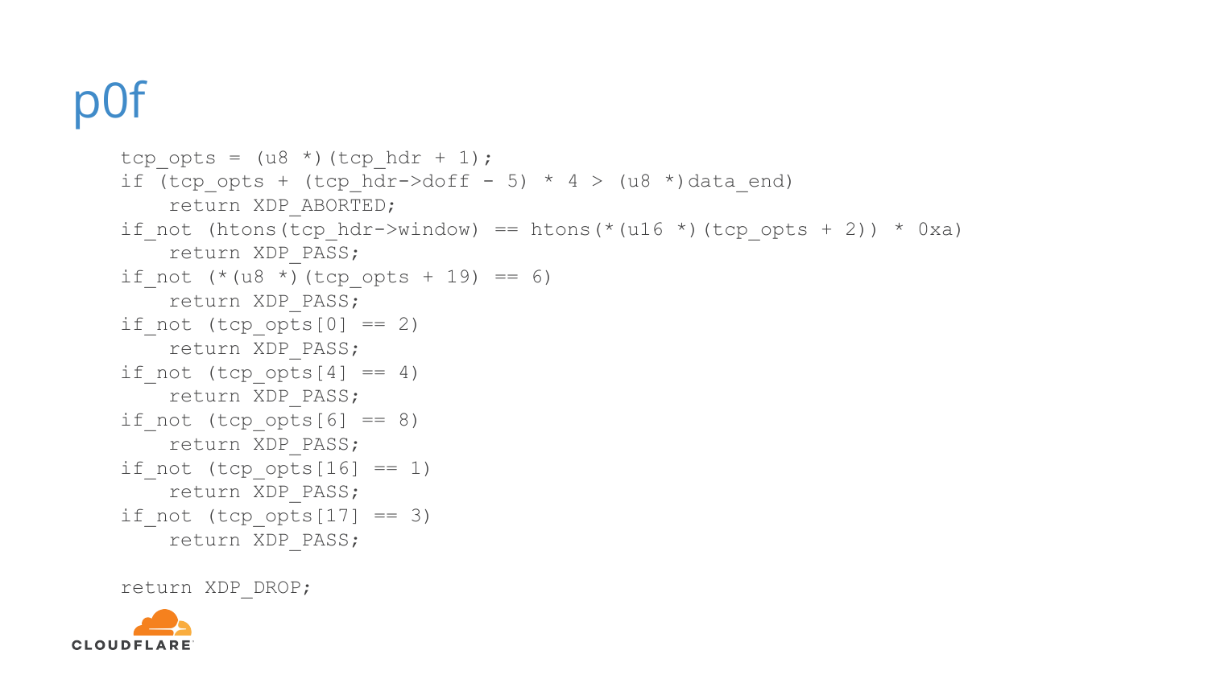# p0f

```
tcp_opts = (u8 *)(tcp_hdr + 1);
if (tcp_opts + (tcp_hdr->doff - 5) * 4 > (u8 *)data_end)
    return XDP_ABORTED;
if_not (htons(tcp_hdr->window) == htons(*(u16 *)(tcp_opts + 2)) * 0xa)
    return XDP_PASS;
if_not (*(u8 *)(tcp_opts + 19) == 6)
    return XDP_PASS;
if_not (tcp_opts[0] == 2)
    return XDP_PASS;
if_not (tcp_opts[4] == 4)
    return XDP_PASS;
if_not (tcp_opts[6] == 8)
    return XDP_PASS;
if_not (tcp_opts[16] == 1)
    return XDP_PASS;
if_not (tcp_opts[17] == 3)
    return XDP_PASS;

return XDP_DROP;
```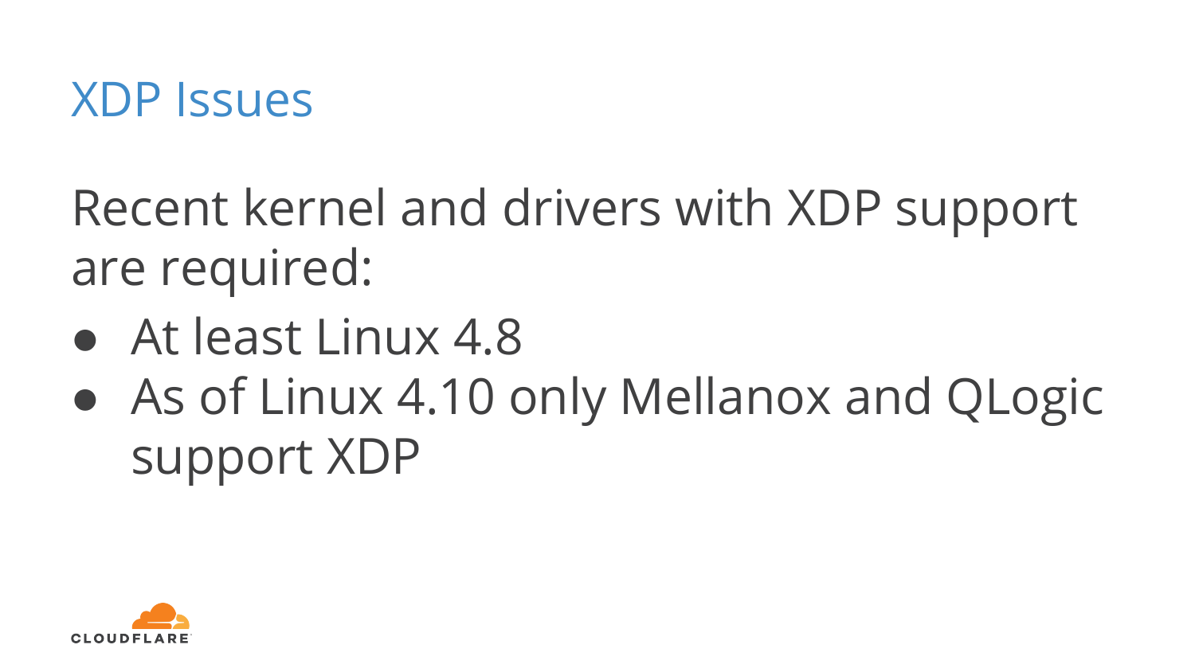# XDP Issues

Recent kernel and drivers with XDP support are required:

- At least Linux 4.8
- As of Linux 4.10 only Mellanox and QLogic support XDP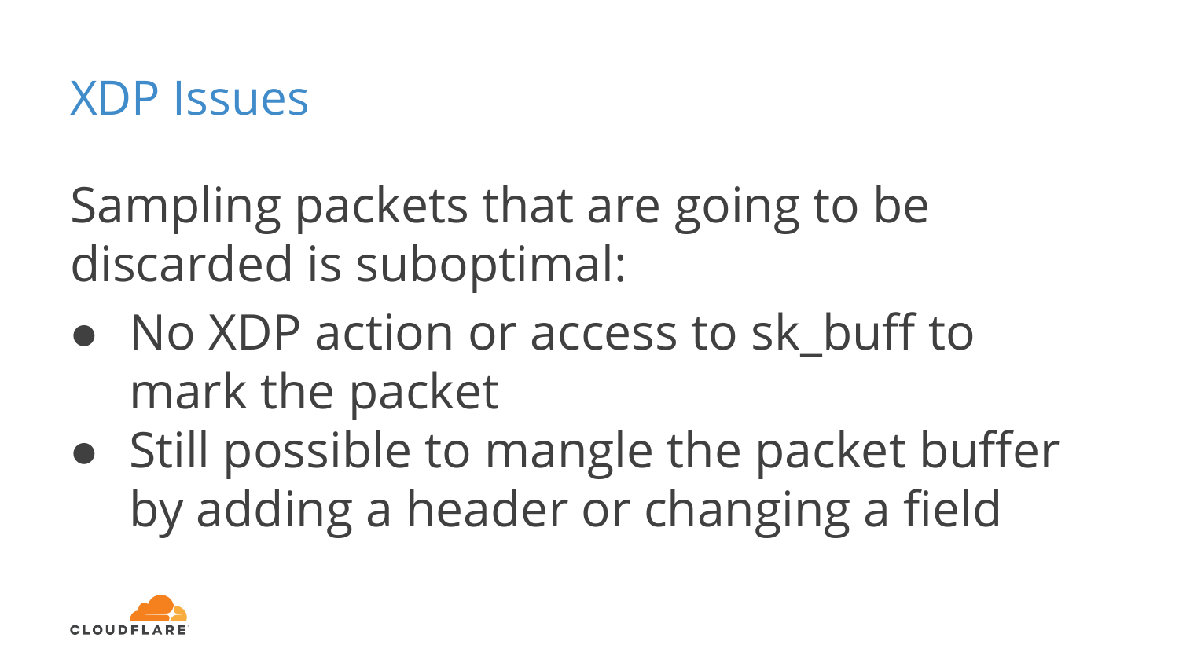# XDP Issues

Sampling packets that are going to be discarded is suboptimal:

- No XDP action or access to sk_buff to mark the packet
- Still possible to mangle the packet buffer by adding a header or changing a field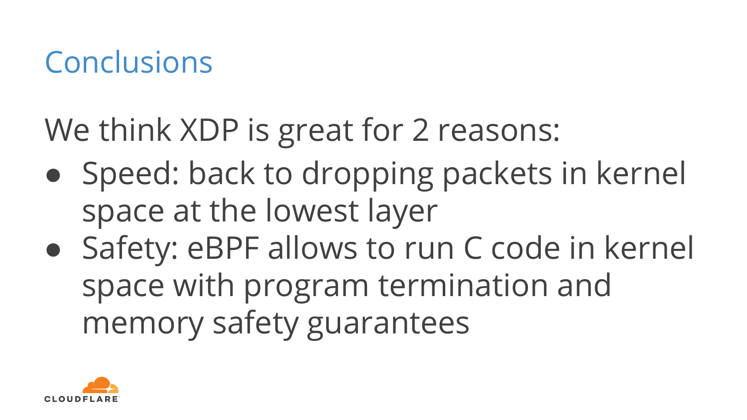# Conclusions

We think XDP is great for 2 reasons:

- Speed: back to dropping packets in kernel space at the lowest layer
- Safety: eBPF allows to run C code in kernel space with program termination and memory safety guarantees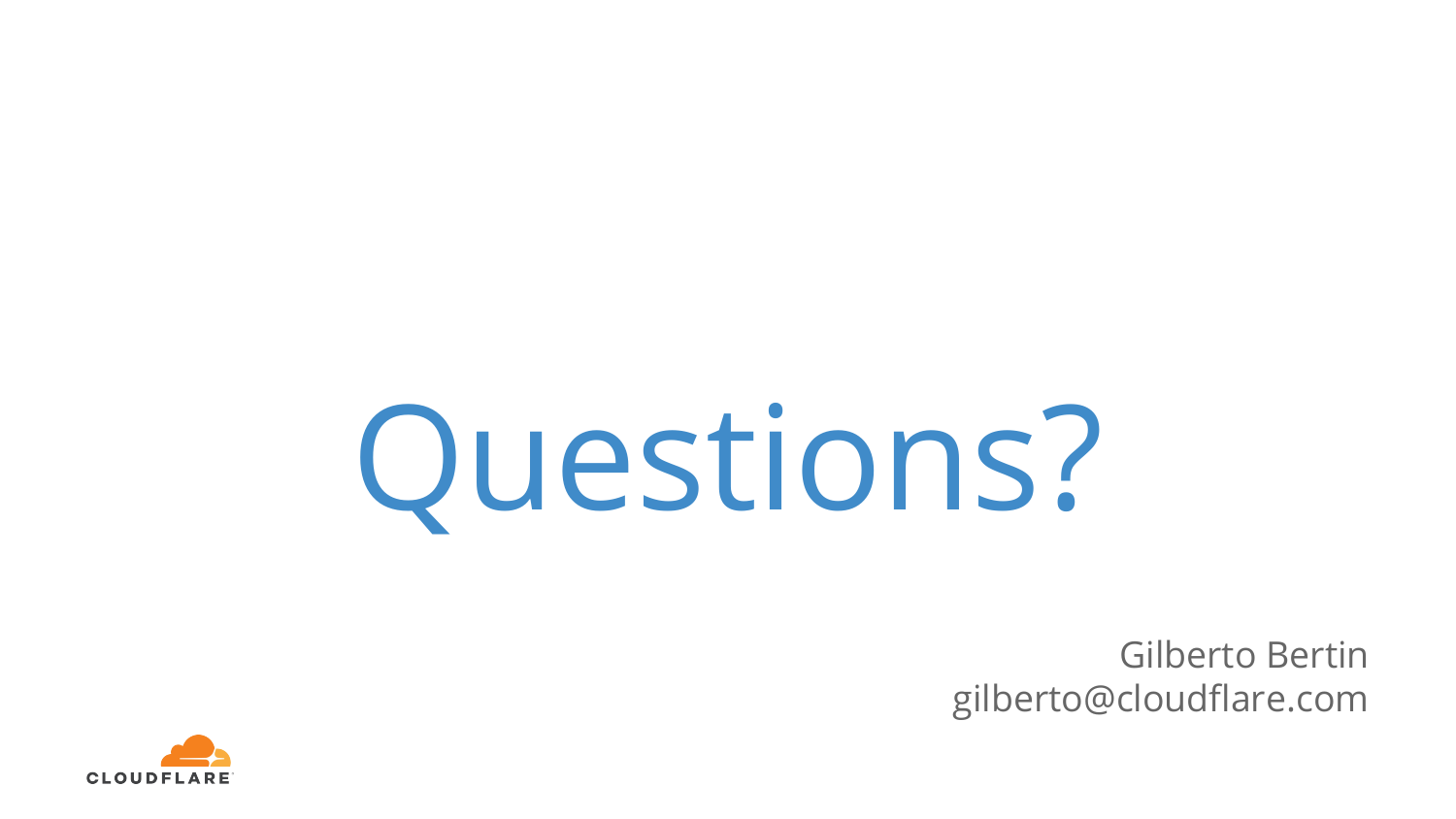# Questions?

Gilberto Bertin
gilberto@cloudflare.com